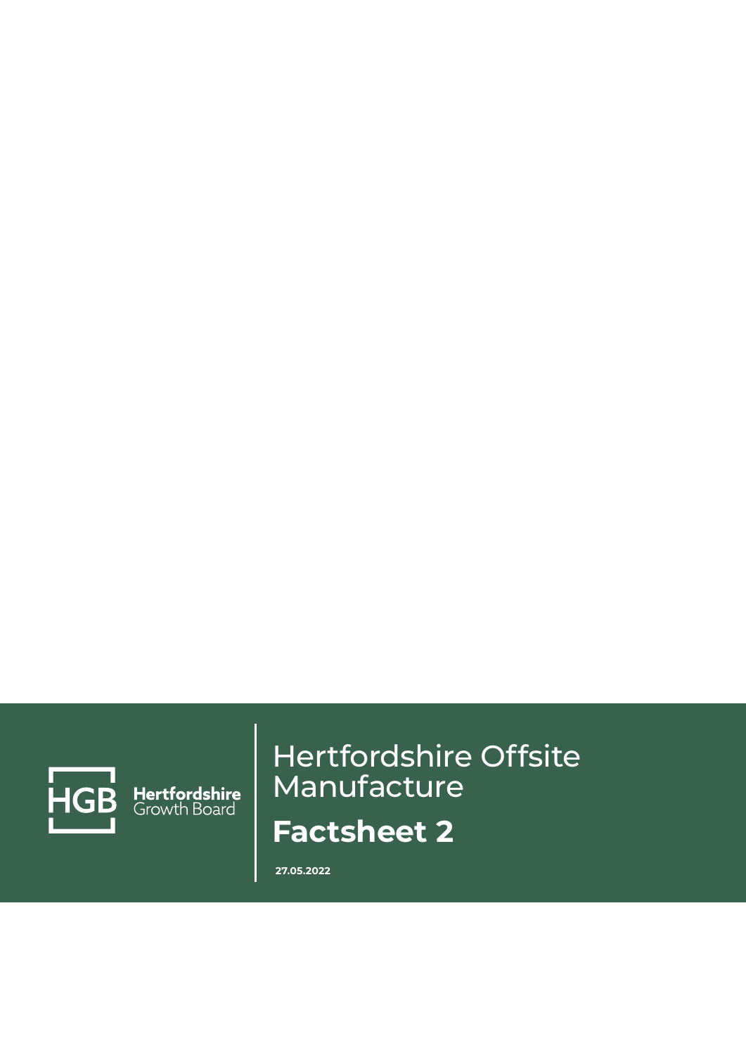HGB Hertfordshire Growth Board

# Hertfordshire Offsite Manufacture

## Factsheet 2

**27.05.2022**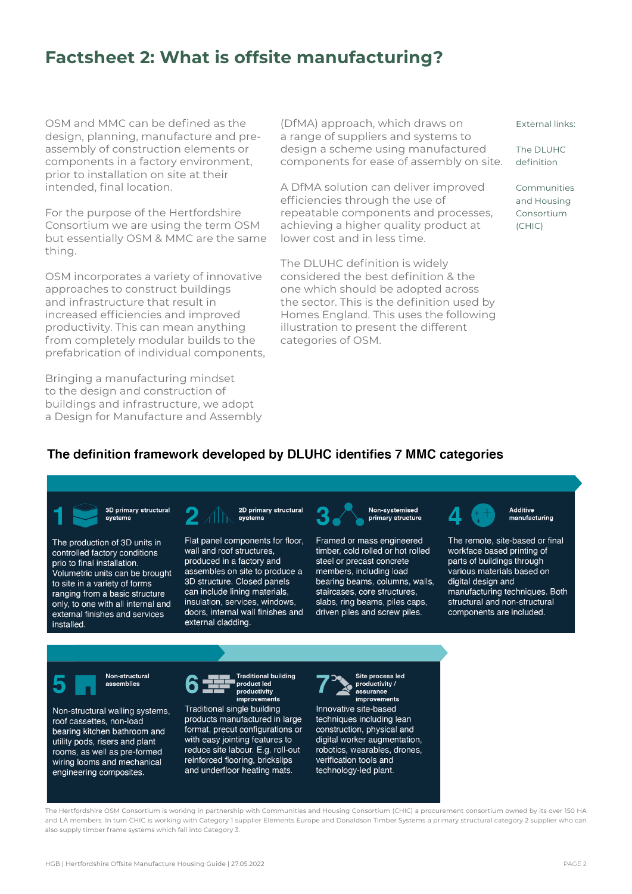# Factsheet 2: What is offsite manufacturing?

OSM and MMC can be defined as the design, planning, manufacture and pre-assembly of construction elements or components in a factory environment, prior to installation on site at their intended, final location.

For the purpose of the Hertfordshire Consortium we are using the term OSM but essentially OSM & MMC are the same thing.

OSM incorporates a variety of innovative approaches to construct buildings and infrastructure that result in increased efficiencies and improved productivity. This can mean anything from completely modular builds to the prefabrication of individual components,

Bringing a manufacturing mindset to the design and construction of buildings and infrastructure, we adopt a Design for Manufacture and Assembly (DfMA) approach, which draws on a range of suppliers and systems to design a scheme using manufactured components for ease of assembly on site.

A DfMA solution can deliver improved efficiencies through the use of repeatable components and processes, achieving a higher quality product at lower cost and in less time.

The DLUHC definition is widely considered the best definition & the one which should be adopted across the sector. This is the definition used by Homes England. This uses the following illustration to present the different categories of OSM.

External links:

The DLUHC definition

Communities and Housing Consortium (CHIC)

## The definition framework developed by DLUHC identifies 7 MMC categories

**1 3D primary structural systems**

The production of 3D units in controlled factory conditions prio to final installation. Volumetric units can be brought to site in a variety of forms ranging from a basic structure only, to one with all internal and external finishes and services installed.

**2 2D primary structural systems**

Flat panel components for floor, wall and roof structures, produced in a factory and assembles on site to produce a 3D structure. Closed panels can include lining materials, insulation, services, windows, doors, internal wall finishes and external cladding.

**3 Non-systemised primary structure**

Framed or mass engineered timber, cold rolled or hot rolled steel or precast concrete members, including load bearing beams, columns, walls, staircases, core structures, slabs, ring beams, piles caps, driven piles and screw piles.

**4 Additive manufacturing**

The remote, site-based or final workface based printing of parts of buildings through various materials based on digital design and manufacturing techniques. Both structural and non-structural components are included.

**5 Non-structural assemblies**

Non-structural walling systems, roof cassettes, non-load bearing kitchen bathroom and utility pods, risers and plant rooms, as well as pre-formed wiring looms and mechanical engineering composites.

**6 Traditional building product led productivity improvements**

Traditional single building products manufactured in large format, precut configurations or with easy jointing features to reduce site labour. E.g. roll-out reinforced flooring, brickslips and underfloor heating mats.

**7 Site process led productivity / assurance improvements**

Innovative site-based techniques including lean construction, physical and digital worker augmentation, robotics, wearables, drones, verification tools and technology-led plant.

The Hertfordshire OSM Consortium is working in partnership with Communities and Housing Consortium (CHIC) a procurement consortium owned by its over 150 HA and LA members. In turn CHIC is working with Category 1 supplier Elements Europe and Donaldson Timber Systems a primary structural category 2 supplier who can also supply timber frame systems which fall into Category 3.